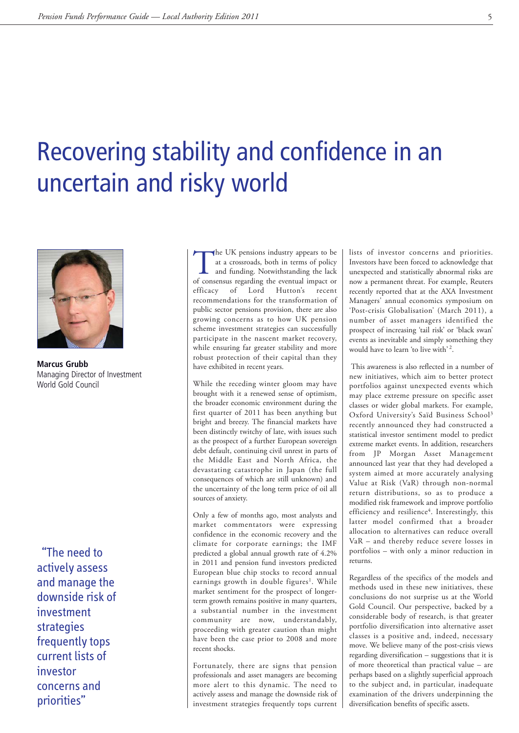# Recovering stability and confidence in an uncertain and risky world

**Marcus Grubb**
Managing Director of Investment
World Gold Council

> "The need to actively assess and manage the downside risk of investment strategies frequently tops current lists of investor concerns and priorities"

The UK pensions industry appears to be at a crossroads, both in terms of policy and funding. Notwithstanding the lack of consensus regarding the eventual impact or efficacy of Lord Hutton's recent recommendations for the transformation of public sector pensions provision, there are also growing concerns as to how UK pension scheme investment strategies can successfully participate in the nascent market recovery, while ensuring far greater stability and more robust protection of their capital than they have exhibited in recent years.

While the receding winter gloom may have brought with it a renewed sense of optimism, the broader economic environment during the first quarter of 2011 has been anything but bright and breezy. The financial markets have been distinctly twitchy of late, with issues such as the prospect of a further European sovereign debt default, continuing civil unrest in parts of the Middle East and North Africa, the devastating catastrophe in Japan (the full consequences of which are still unknown) and the uncertainty of the long term price of oil all sources of anxiety.

Only a few of months ago, most analysts and market commentators were expressing confidence in the economic recovery and the climate for corporate earnings; the IMF predicted a global annual growth rate of 4.2% in 2011 and pension fund investors predicted European blue chip stocks to record annual earnings growth in double figures[1]. While market sentiment for the prospect of longer-term growth remains positive in many quarters, a substantial number in the investment community are now, understandably, proceeding with greater caution than might have been the case prior to 2008 and more recent shocks.

Fortunately, there are signs that pension professionals and asset managers are becoming more alert to this dynamic. The need to actively assess and manage the downside risk of investment strategies frequently tops current lists of investor concerns and priorities. Investors have been forced to acknowledge that unexpected and statistically abnormal risks are now a permanent threat. For example, Reuters recently reported that at the AXA Investment Managers' annual economics symposium on 'Post-crisis Globalisation' (March 2011), a number of asset managers identified the prospect of increasing 'tail risk' or 'black swan' events as inevitable and simply something they would have to learn 'to live with'[2].

This awareness is also reflected in a number of new initiatives, which aim to better protect portfolios against unexpected events which may place extreme pressure on specific asset classes or wider global markets. For example, Oxford University's Saïd Business School[3] recently announced they had constructed a statistical investor sentiment model to predict extreme market events. In addition, researchers from JP Morgan Asset Management announced last year that they had developed a system aimed at more accurately analysing Value at Risk (VaR) through non-normal return distributions, so as to produce a modified risk framework and improve portfolio efficiency and resilience[4]. Interestingly, this latter model confirmed that a broader allocation to alternatives can reduce overall VaR – and thereby reduce severe losses in portfolios – with only a minor reduction in returns.

Regardless of the specifics of the models and methods used in these new initiatives, these conclusions do not surprise us at the World Gold Council. Our perspective, backed by a considerable body of research, is that greater portfolio diversification into alternative asset classes is a positive and, indeed, necessary move. We believe many of the post-crisis views regarding diversification – suggestions that it is of more theoretical than practical value – are perhaps based on a slightly superficial approach to the subject and, in particular, inadequate examination of the drivers underpinning the diversification benefits of specific assets.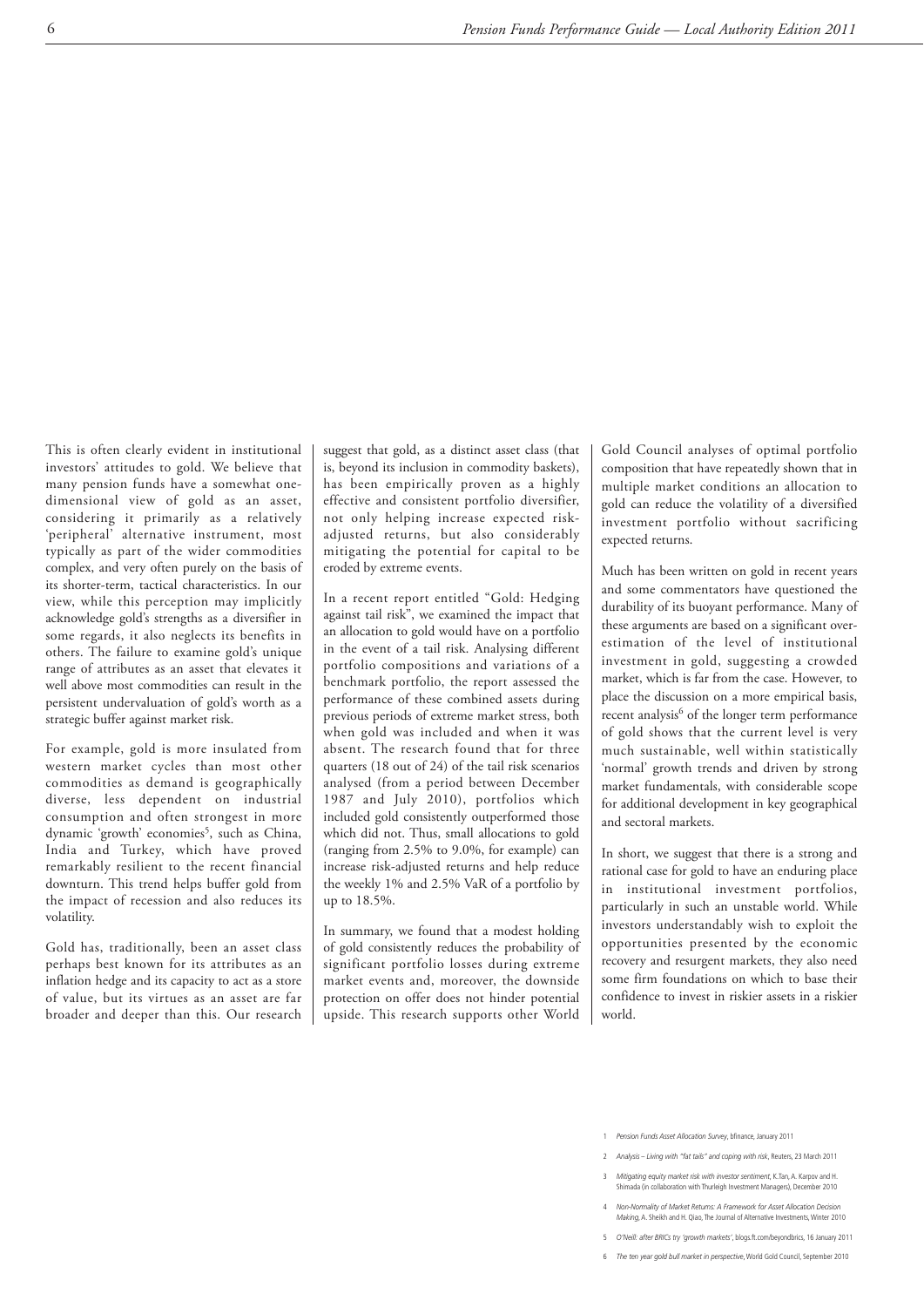This is often clearly evident in institutional investors' attitudes to gold. We believe that many pension funds have a somewhat one-dimensional view of gold as an asset, considering it primarily as a relatively 'peripheral' alternative instrument, most typically as part of the wider commodities complex, and very often purely on the basis of its shorter-term, tactical characteristics. In our view, while this perception may implicitly acknowledge gold's strengths as a diversifier in some regards, it also neglects its benefits in others. The failure to examine gold's unique range of attributes as an asset that elevates it well above most commodities can result in the persistent undervaluation of gold's worth as a strategic buffer against market risk.

For example, gold is more insulated from western market cycles than most other commodities as demand is geographically diverse, less dependent on industrial consumption and often strongest in more dynamic 'growth' economies[5], such as China, India and Turkey, which have proved remarkably resilient to the recent financial downturn. This trend helps buffer gold from the impact of recession and also reduces its volatility.

Gold has, traditionally, been an asset class perhaps best known for its attributes as an inflation hedge and its capacity to act as a store of value, but its virtues as an asset are far broader and deeper than this. Our research suggest that gold, as a distinct asset class (that is, beyond its inclusion in commodity baskets), has been empirically proven as a highly effective and consistent portfolio diversifier, not only helping increase expected risk-adjusted returns, but also considerably mitigating the potential for capital to be eroded by extreme events.

In a recent report entitled "Gold: Hedging against tail risk", we examined the impact that an allocation to gold would have on a portfolio in the event of a tail risk. Analysing different portfolio compositions and variations of a benchmark portfolio, the report assessed the performance of these combined assets during previous periods of extreme market stress, both when gold was included and when it was absent. The research found that for three quarters (18 out of 24) of the tail risk scenarios analysed (from a period between December 1987 and July 2010), portfolios which included gold consistently outperformed those which did not. Thus, small allocations to gold (ranging from 2.5% to 9.0%, for example) can increase risk-adjusted returns and help reduce the weekly 1% and 2.5% VaR of a portfolio by up to 18.5%.

In summary, we found that a modest holding of gold consistently reduces the probability of significant portfolio losses during extreme market events and, moreover, the downside protection on offer does not hinder potential upside. This research supports other World Gold Council analyses of optimal portfolio composition that have repeatedly shown that in multiple market conditions an allocation to gold can reduce the volatility of a diversified investment portfolio without sacrificing expected returns.

Much has been written on gold in recent years and some commentators have questioned the durability of its buoyant performance. Many of these arguments are based on a significant over-estimation of the level of institutional investment in gold, suggesting a crowded market, which is far from the case. However, to place the discussion on a more empirical basis, recent analysis[6] of the longer term performance of gold shows that the current level is very much sustainable, well within statistically 'normal' growth trends and driven by strong market fundamentals, with considerable scope for additional development in key geographical and sectoral markets.

In short, we suggest that there is a strong and rational case for gold to have an enduring place in institutional investment portfolios, particularly in such an unstable world. While investors understandably wish to exploit the opportunities presented by the economic recovery and resurgent markets, they also need some firm foundations on which to base their confidence to invest in riskier assets in a riskier world.

1 *Pension Funds Asset Allocation Survey*, bfinance, January 2011

2 *Analysis – Living with "fat tails" and coping with risk*, Reuters, 23 March 2011

3 *Mitigating equity market risk with investor sentiment*, K.Tan, A. Karpov and H. Shimada (in collaboration with Thurleigh Investment Managers), December 2010

4 *Non-Normality of Market Returns: A Framework for Asset Allocation Decision Making*, A. Sheikh and H. Qiao, The Journal of Alternative Investments, Winter 2010

5 *O'Neill: after BRICs try 'growth markets'*, blogs.ft.com/beyondbrics, 16 January 2011

6 *The ten year gold bull market in perspective*, World Gold Council, September 2010